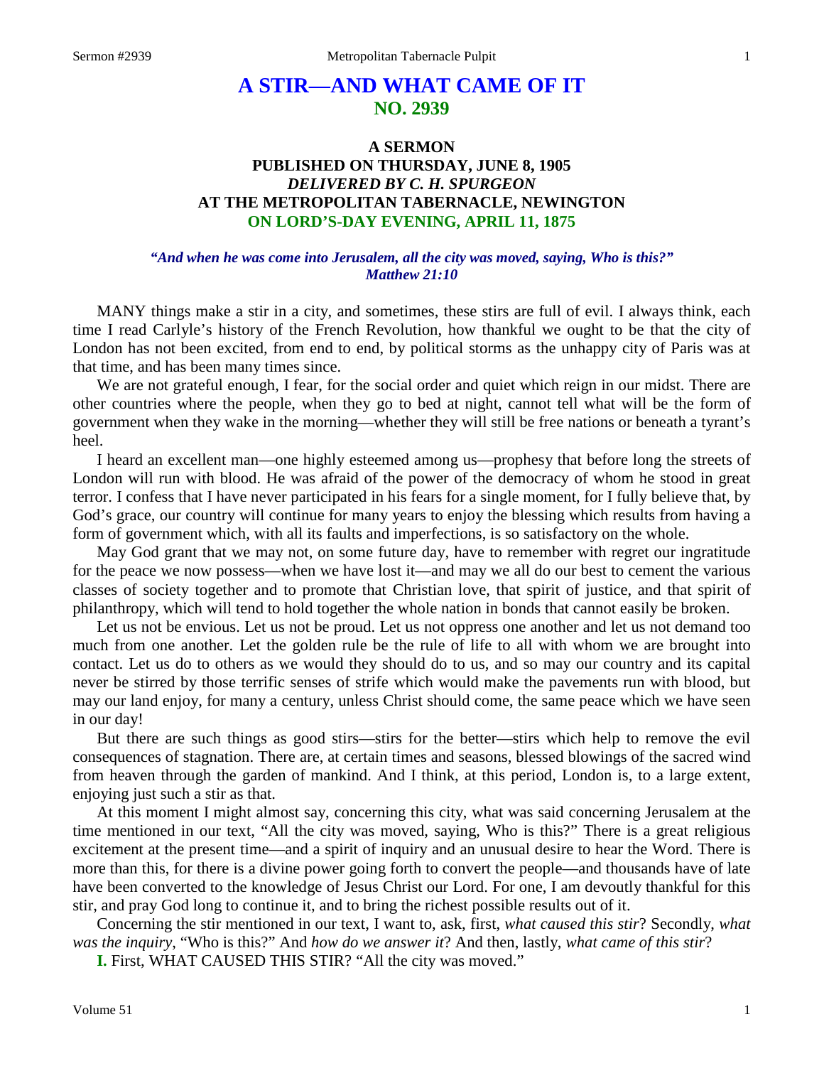# A STIR—AND WHAT CAME OF IT
## NO. 2939

### A SERMON
### PUBLISHED ON THURSDAY, JUNE 8, 1905
### *DELIVERED BY C. H. SPURGEON*
### AT THE METROPOLITAN TABERNACLE, NEWINGTON
### ON LORD'S-DAY EVENING, APRIL 11, 1875

***"And when he was come into Jerusalem, all the city was moved, saying, Who is this?" Matthew 21:10***

MANY things make a stir in a city, and sometimes, these stirs are full of evil. I always think, each time I read Carlyle's history of the French Revolution, how thankful we ought to be that the city of London has not been excited, from end to end, by political storms as the unhappy city of Paris was at that time, and has been many times since.

We are not grateful enough, I fear, for the social order and quiet which reign in our midst. There are other countries where the people, when they go to bed at night, cannot tell what will be the form of government when they wake in the morning—whether they will still be free nations or beneath a tyrant's heel.

I heard an excellent man—one highly esteemed among us—prophesy that before long the streets of London will run with blood. He was afraid of the power of the democracy of whom he stood in great terror. I confess that I have never participated in his fears for a single moment, for I fully believe that, by God's grace, our country will continue for many years to enjoy the blessing which results from having a form of government which, with all its faults and imperfections, is so satisfactory on the whole.

May God grant that we may not, on some future day, have to remember with regret our ingratitude for the peace we now possess—when we have lost it—and may we all do our best to cement the various classes of society together and to promote that Christian love, that spirit of justice, and that spirit of philanthropy, which will tend to hold together the whole nation in bonds that cannot easily be broken.

Let us not be envious. Let us not be proud. Let us not oppress one another and let us not demand too much from one another. Let the golden rule be the rule of life to all with whom we are brought into contact. Let us do to others as we would they should do to us, and so may our country and its capital never be stirred by those terrific senses of strife which would make the pavements run with blood, but may our land enjoy, for many a century, unless Christ should come, the same peace which we have seen in our day!

But there are such things as good stirs—stirs for the better—stirs which help to remove the evil consequences of stagnation. There are, at certain times and seasons, blessed blowings of the sacred wind from heaven through the garden of mankind. And I think, at this period, London is, to a large extent, enjoying just such a stir as that.

At this moment I might almost say, concerning this city, what was said concerning Jerusalem at the time mentioned in our text, "All the city was moved, saying, Who is this?" There is a great religious excitement at the present time—and a spirit of inquiry and an unusual desire to hear the Word. There is more than this, for there is a divine power going forth to convert the people—and thousands have of late have been converted to the knowledge of Jesus Christ our Lord. For one, I am devoutly thankful for this stir, and pray God long to continue it, and to bring the richest possible results out of it.

Concerning the stir mentioned in our text, I want to, ask, first, *what caused this stir*? Secondly, *what was the inquiry*, "Who is this?" And *how do we answer it*? And then, lastly, *what came of this stir*?

**I.** First, WHAT CAUSED THIS STIR? "All the city was moved."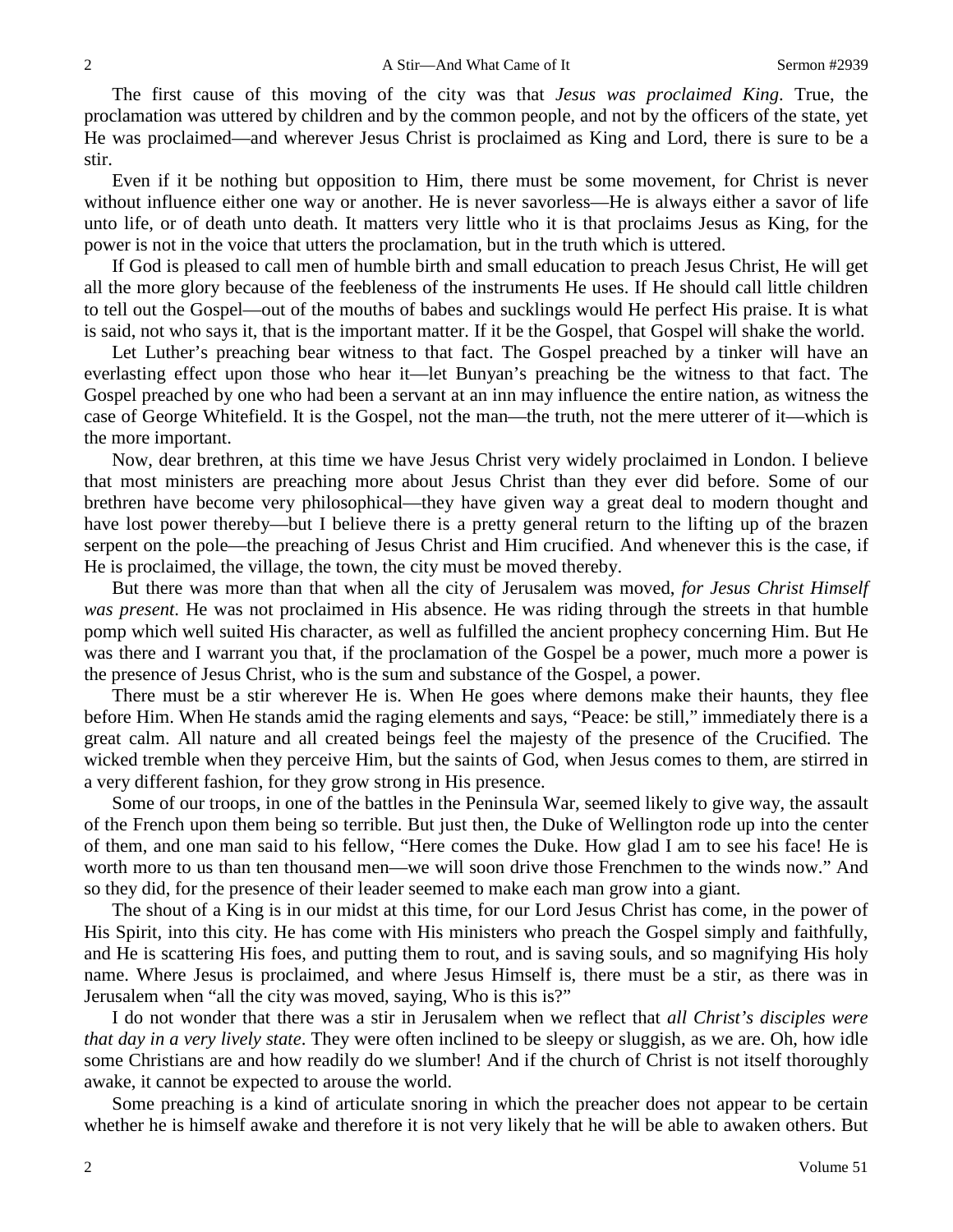The first cause of this moving of the city was that *Jesus was proclaimed King*. True, the proclamation was uttered by children and by the common people, and not by the officers of the state, yet He was proclaimed—and wherever Jesus Christ is proclaimed as King and Lord, there is sure to be a stir.

Even if it be nothing but opposition to Him, there must be some movement, for Christ is never without influence either one way or another. He is never savorless—He is always either a savor of life unto life, or of death unto death. It matters very little who it is that proclaims Jesus as King, for the power is not in the voice that utters the proclamation, but in the truth which is uttered.

If God is pleased to call men of humble birth and small education to preach Jesus Christ, He will get all the more glory because of the feebleness of the instruments He uses. If He should call little children to tell out the Gospel—out of the mouths of babes and sucklings would He perfect His praise. It is what is said, not who says it, that is the important matter. If it be the Gospel, that Gospel will shake the world.

Let Luther's preaching bear witness to that fact. The Gospel preached by a tinker will have an everlasting effect upon those who hear it—let Bunyan's preaching be the witness to that fact. The Gospel preached by one who had been a servant at an inn may influence the entire nation, as witness the case of George Whitefield. It is the Gospel, not the man—the truth, not the mere utterer of it—which is the more important.

Now, dear brethren, at this time we have Jesus Christ very widely proclaimed in London. I believe that most ministers are preaching more about Jesus Christ than they ever did before. Some of our brethren have become very philosophical—they have given way a great deal to modern thought and have lost power thereby—but I believe there is a pretty general return to the lifting up of the brazen serpent on the pole—the preaching of Jesus Christ and Him crucified. And whenever this is the case, if He is proclaimed, the village, the town, the city must be moved thereby.

But there was more than that when all the city of Jerusalem was moved, *for Jesus Christ Himself was present*. He was not proclaimed in His absence. He was riding through the streets in that humble pomp which well suited His character, as well as fulfilled the ancient prophecy concerning Him. But He was there and I warrant you that, if the proclamation of the Gospel be a power, much more a power is the presence of Jesus Christ, who is the sum and substance of the Gospel, a power.

There must be a stir wherever He is. When He goes where demons make their haunts, they flee before Him. When He stands amid the raging elements and says, "Peace: be still," immediately there is a great calm. All nature and all created beings feel the majesty of the presence of the Crucified. The wicked tremble when they perceive Him, but the saints of God, when Jesus comes to them, are stirred in a very different fashion, for they grow strong in His presence.

Some of our troops, in one of the battles in the Peninsula War, seemed likely to give way, the assault of the French upon them being so terrible. But just then, the Duke of Wellington rode up into the center of them, and one man said to his fellow, "Here comes the Duke. How glad I am to see his face! He is worth more to us than ten thousand men—we will soon drive those Frenchmen to the winds now." And so they did, for the presence of their leader seemed to make each man grow into a giant.

The shout of a King is in our midst at this time, for our Lord Jesus Christ has come, in the power of His Spirit, into this city. He has come with His ministers who preach the Gospel simply and faithfully, and He is scattering His foes, and putting them to rout, and is saving souls, and so magnifying His holy name. Where Jesus is proclaimed, and where Jesus Himself is, there must be a stir, as there was in Jerusalem when "all the city was moved, saying, Who is this is?"

I do not wonder that there was a stir in Jerusalem when we reflect that *all Christ's disciples were that day in a very lively state*. They were often inclined to be sleepy or sluggish, as we are. Oh, how idle some Christians are and how readily do we slumber! And if the church of Christ is not itself thoroughly awake, it cannot be expected to arouse the world.

Some preaching is a kind of articulate snoring in which the preacher does not appear to be certain whether he is himself awake and therefore it is not very likely that he will be able to awaken others. But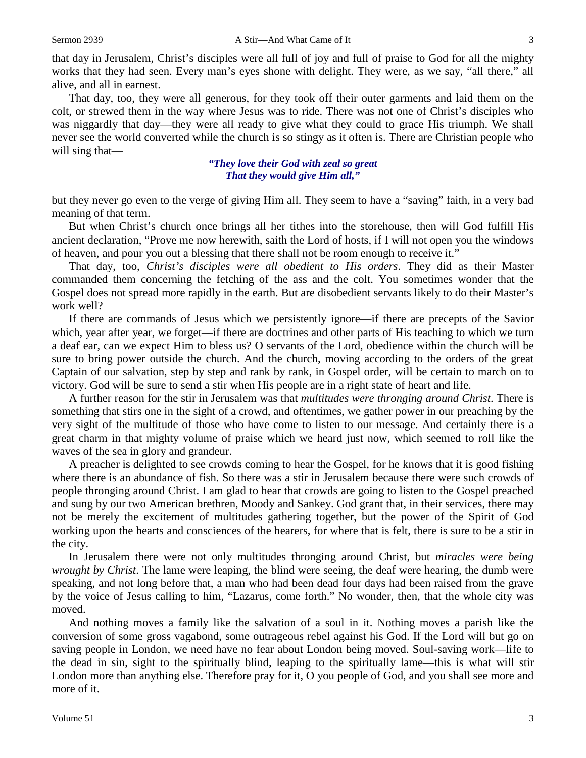that day in Jerusalem, Christ's disciples were all full of joy and full of praise to God for all the mighty works that they had seen. Every man's eyes shone with delight. They were, as we say, "all there," all alive, and all in earnest.

That day, too, they were all generous, for they took off their outer garments and laid them on the colt, or strewed them in the way where Jesus was to ride. There was not one of Christ's disciples who was niggardly that day—they were all ready to give what they could to grace His triumph. We shall never see the world converted while the church is so stingy as it often is. There are Christian people who will sing that—

> ***"They love their God with zeal so great***
> ***That they would give Him all,"***

but they never go even to the verge of giving Him all. They seem to have a "saving" faith, in a very bad meaning of that term.

But when Christ's church once brings all her tithes into the storehouse, then will God fulfill His ancient declaration, "Prove me now herewith, saith the Lord of hosts, if I will not open you the windows of heaven, and pour you out a blessing that there shall not be room enough to receive it."

That day, too, *Christ's disciples were all obedient to His orders*. They did as their Master commanded them concerning the fetching of the ass and the colt. You sometimes wonder that the Gospel does not spread more rapidly in the earth. But are disobedient servants likely to do their Master's work well?

If there are commands of Jesus which we persistently ignore—if there are precepts of the Savior which, year after year, we forget—if there are doctrines and other parts of His teaching to which we turn a deaf ear, can we expect Him to bless us? O servants of the Lord, obedience within the church will be sure to bring power outside the church. And the church, moving according to the orders of the great Captain of our salvation, step by step and rank by rank, in Gospel order, will be certain to march on to victory. God will be sure to send a stir when His people are in a right state of heart and life.

A further reason for the stir in Jerusalem was that *multitudes were thronging around Christ*. There is something that stirs one in the sight of a crowd, and oftentimes, we gather power in our preaching by the very sight of the multitude of those who have come to listen to our message. And certainly there is a great charm in that mighty volume of praise which we heard just now, which seemed to roll like the waves of the sea in glory and grandeur.

A preacher is delighted to see crowds coming to hear the Gospel, for he knows that it is good fishing where there is an abundance of fish. So there was a stir in Jerusalem because there were such crowds of people thronging around Christ. I am glad to hear that crowds are going to listen to the Gospel preached and sung by our two American brethren, Moody and Sankey. God grant that, in their services, there may not be merely the excitement of multitudes gathering together, but the power of the Spirit of God working upon the hearts and consciences of the hearers, for where that is felt, there is sure to be a stir in the city.

In Jerusalem there were not only multitudes thronging around Christ, but *miracles were being wrought by Christ*. The lame were leaping, the blind were seeing, the deaf were hearing, the dumb were speaking, and not long before that, a man who had been dead four days had been raised from the grave by the voice of Jesus calling to him, "Lazarus, come forth." No wonder, then, that the whole city was moved.

And nothing moves a family like the salvation of a soul in it. Nothing moves a parish like the conversion of some gross vagabond, some outrageous rebel against his God. If the Lord will but go on saving people in London, we need have no fear about London being moved. Soul-saving work—life to the dead in sin, sight to the spiritually blind, leaping to the spiritually lame—this is what will stir London more than anything else. Therefore pray for it, O you people of God, and you shall see more and more of it.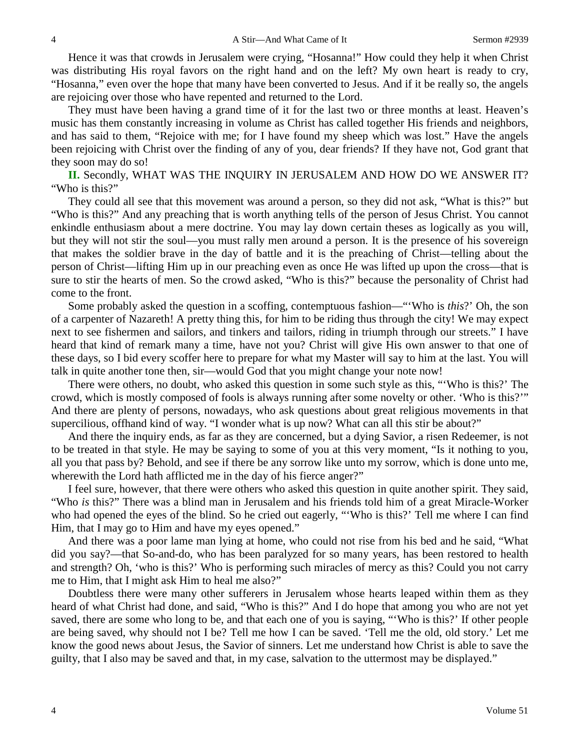Hence it was that crowds in Jerusalem were crying, "Hosanna!" How could they help it when Christ was distributing His royal favors on the right hand and on the left? My own heart is ready to cry, "Hosanna," even over the hope that many have been converted to Jesus. And if it be really so, the angels are rejoicing over those who have repented and returned to the Lord.

They must have been having a grand time of it for the last two or three months at least. Heaven's music has them constantly increasing in volume as Christ has called together His friends and neighbors, and has said to them, "Rejoice with me; for I have found my sheep which was lost." Have the angels been rejoicing with Christ over the finding of any of you, dear friends? If they have not, God grant that they soon may do so!

**II.** Secondly, WHAT WAS THE INQUIRY IN JERUSALEM AND HOW DO WE ANSWER IT? "Who is this?"

They could all see that this movement was around a person, so they did not ask, "What is this?" but "Who is this?" And any preaching that is worth anything tells of the person of Jesus Christ. You cannot enkindle enthusiasm about a mere doctrine. You may lay down certain theses as logically as you will, but they will not stir the soul—you must rally men around a person. It is the presence of his sovereign that makes the soldier brave in the day of battle and it is the preaching of Christ—telling about the person of Christ—lifting Him up in our preaching even as once He was lifted up upon the cross—that is sure to stir the hearts of men. So the crowd asked, "Who is this?" because the personality of Christ had come to the front.

Some probably asked the question in a scoffing, contemptuous fashion—"'Who is *this*?' Oh, the son of a carpenter of Nazareth! A pretty thing this, for him to be riding thus through the city! We may expect next to see fishermen and sailors, and tinkers and tailors, riding in triumph through our streets." I have heard that kind of remark many a time, have not you? Christ will give His own answer to that one of these days, so I bid every scoffer here to prepare for what my Master will say to him at the last. You will talk in quite another tone then, sir—would God that you might change your note now!

There were others, no doubt, who asked this question in some such style as this, "'Who is this?' The crowd, which is mostly composed of fools is always running after some novelty or other. 'Who is this?'" And there are plenty of persons, nowadays, who ask questions about great religious movements in that supercilious, offhand kind of way. "I wonder what is up now? What can all this stir be about?"

And there the inquiry ends, as far as they are concerned, but a dying Savior, a risen Redeemer, is not to be treated in that style. He may be saying to some of you at this very moment, "Is it nothing to you, all you that pass by? Behold, and see if there be any sorrow like unto my sorrow, which is done unto me, wherewith the Lord hath afflicted me in the day of his fierce anger?"

I feel sure, however, that there were others who asked this question in quite another spirit. They said, "Who *is* this?" There was a blind man in Jerusalem and his friends told him of a great Miracle-Worker who had opened the eyes of the blind. So he cried out eagerly, "'Who is this?' Tell me where I can find Him, that I may go to Him and have my eyes opened."

And there was a poor lame man lying at home, who could not rise from his bed and he said, "What did you say?—that So-and-do, who has been paralyzed for so many years, has been restored to health and strength? Oh, 'who is this?' Who is performing such miracles of mercy as this? Could you not carry me to Him, that I might ask Him to heal me also?"

Doubtless there were many other sufferers in Jerusalem whose hearts leaped within them as they heard of what Christ had done, and said, "Who is this?" And I do hope that among you who are not yet saved, there are some who long to be, and that each one of you is saying, "'Who is this?' If other people are being saved, why should not I be? Tell me how I can be saved. 'Tell me the old, old story.' Let me know the good news about Jesus, the Savior of sinners. Let me understand how Christ is able to save the guilty, that I also may be saved and that, in my case, salvation to the uttermost may be displayed."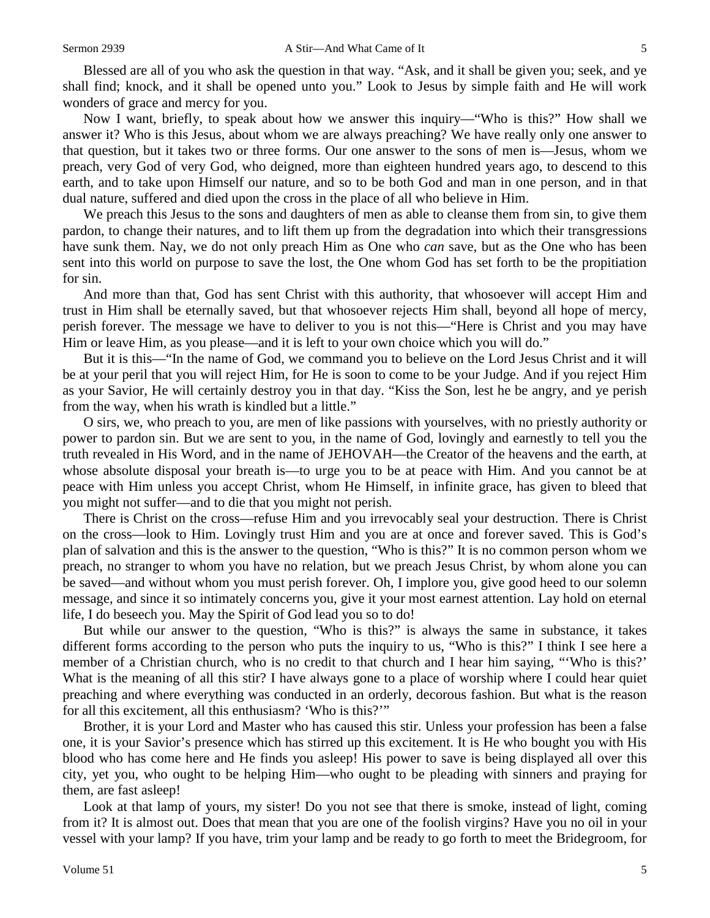Blessed are all of you who ask the question in that way. "Ask, and it shall be given you; seek, and ye shall find; knock, and it shall be opened unto you." Look to Jesus by simple faith and He will work wonders of grace and mercy for you.

Now I want, briefly, to speak about how we answer this inquiry—"Who is this?" How shall we answer it? Who is this Jesus, about whom we are always preaching? We have really only one answer to that question, but it takes two or three forms. Our one answer to the sons of men is—Jesus, whom we preach, very God of very God, who deigned, more than eighteen hundred years ago, to descend to this earth, and to take upon Himself our nature, and so to be both God and man in one person, and in that dual nature, suffered and died upon the cross in the place of all who believe in Him.

We preach this Jesus to the sons and daughters of men as able to cleanse them from sin, to give them pardon, to change their natures, and to lift them up from the degradation into which their transgressions have sunk them. Nay, we do not only preach Him as One who *can* save, but as the One who has been sent into this world on purpose to save the lost, the One whom God has set forth to be the propitiation for sin.

And more than that, God has sent Christ with this authority, that whosoever will accept Him and trust in Him shall be eternally saved, but that whosoever rejects Him shall, beyond all hope of mercy, perish forever. The message we have to deliver to you is not this—"Here is Christ and you may have Him or leave Him, as you please—and it is left to your own choice which you will do."

But it is this—"In the name of God, we command you to believe on the Lord Jesus Christ and it will be at your peril that you will reject Him, for He is soon to come to be your Judge. And if you reject Him as your Savior, He will certainly destroy you in that day. "Kiss the Son, lest he be angry, and ye perish from the way, when his wrath is kindled but a little."

O sirs, we, who preach to you, are men of like passions with yourselves, with no priestly authority or power to pardon sin. But we are sent to you, in the name of God, lovingly and earnestly to tell you the truth revealed in His Word, and in the name of JEHOVAH—the Creator of the heavens and the earth, at whose absolute disposal your breath is—to urge you to be at peace with Him. And you cannot be at peace with Him unless you accept Christ, whom He Himself, in infinite grace, has given to bleed that you might not suffer—and to die that you might not perish.

There is Christ on the cross—refuse Him and you irrevocably seal your destruction. There is Christ on the cross—look to Him. Lovingly trust Him and you are at once and forever saved. This is God's plan of salvation and this is the answer to the question, "Who is this?" It is no common person whom we preach, no stranger to whom you have no relation, but we preach Jesus Christ, by whom alone you can be saved—and without whom you must perish forever. Oh, I implore you, give good heed to our solemn message, and since it so intimately concerns you, give it your most earnest attention. Lay hold on eternal life, I do beseech you. May the Spirit of God lead you so to do!

But while our answer to the question, "Who is this?" is always the same in substance, it takes different forms according to the person who puts the inquiry to us, "Who is this?" I think I see here a member of a Christian church, who is no credit to that church and I hear him saying, "'Who is this?' What is the meaning of all this stir? I have always gone to a place of worship where I could hear quiet preaching and where everything was conducted in an orderly, decorous fashion. But what is the reason for all this excitement, all this enthusiasm? 'Who is this?'"

Brother, it is your Lord and Master who has caused this stir. Unless your profession has been a false one, it is your Savior's presence which has stirred up this excitement. It is He who bought you with His blood who has come here and He finds you asleep! His power to save is being displayed all over this city, yet you, who ought to be helping Him—who ought to be pleading with sinners and praying for them, are fast asleep!

Look at that lamp of yours, my sister! Do you not see that there is smoke, instead of light, coming from it? It is almost out. Does that mean that you are one of the foolish virgins? Have you no oil in your vessel with your lamp? If you have, trim your lamp and be ready to go forth to meet the Bridegroom, for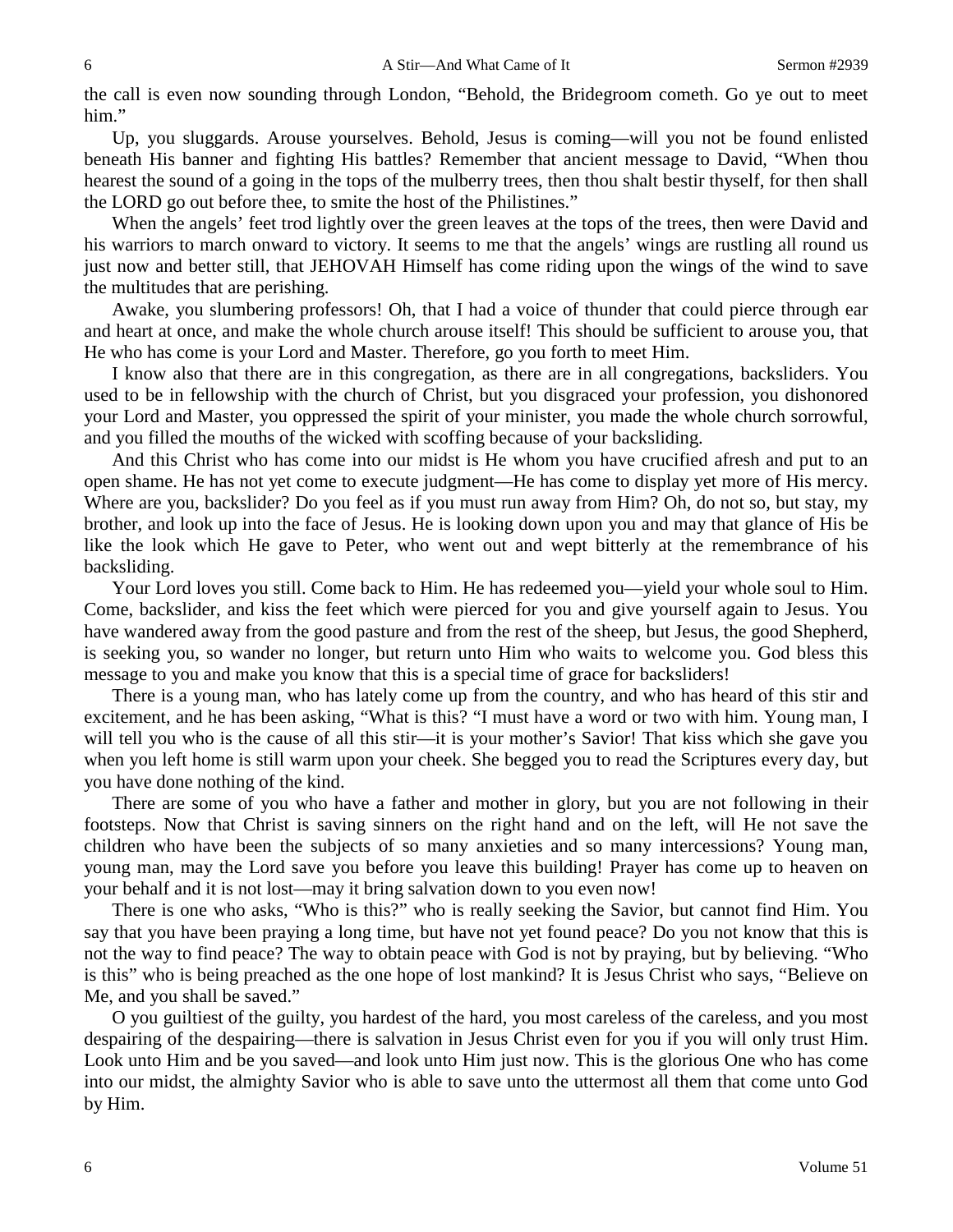the call is even now sounding through London, "Behold, the Bridegroom cometh. Go ye out to meet him."

Up, you sluggards. Arouse yourselves. Behold, Jesus is coming—will you not be found enlisted beneath His banner and fighting His battles? Remember that ancient message to David, "When thou hearest the sound of a going in the tops of the mulberry trees, then thou shalt bestir thyself, for then shall the LORD go out before thee, to smite the host of the Philistines."

When the angels' feet trod lightly over the green leaves at the tops of the trees, then were David and his warriors to march onward to victory. It seems to me that the angels' wings are rustling all round us just now and better still, that JEHOVAH Himself has come riding upon the wings of the wind to save the multitudes that are perishing.

Awake, you slumbering professors! Oh, that I had a voice of thunder that could pierce through ear and heart at once, and make the whole church arouse itself! This should be sufficient to arouse you, that He who has come is your Lord and Master. Therefore, go you forth to meet Him.

I know also that there are in this congregation, as there are in all congregations, backsliders. You used to be in fellowship with the church of Christ, but you disgraced your profession, you dishonored your Lord and Master, you oppressed the spirit of your minister, you made the whole church sorrowful, and you filled the mouths of the wicked with scoffing because of your backsliding.

And this Christ who has come into our midst is He whom you have crucified afresh and put to an open shame. He has not yet come to execute judgment—He has come to display yet more of His mercy. Where are you, backslider? Do you feel as if you must run away from Him? Oh, do not so, but stay, my brother, and look up into the face of Jesus. He is looking down upon you and may that glance of His be like the look which He gave to Peter, who went out and wept bitterly at the remembrance of his backsliding.

Your Lord loves you still. Come back to Him. He has redeemed you—yield your whole soul to Him. Come, backslider, and kiss the feet which were pierced for you and give yourself again to Jesus. You have wandered away from the good pasture and from the rest of the sheep, but Jesus, the good Shepherd, is seeking you, so wander no longer, but return unto Him who waits to welcome you. God bless this message to you and make you know that this is a special time of grace for backsliders!

There is a young man, who has lately come up from the country, and who has heard of this stir and excitement, and he has been asking, "What is this? "I must have a word or two with him. Young man, I will tell you who is the cause of all this stir—it is your mother's Savior! That kiss which she gave you when you left home is still warm upon your cheek. She begged you to read the Scriptures every day, but you have done nothing of the kind.

There are some of you who have a father and mother in glory, but you are not following in their footsteps. Now that Christ is saving sinners on the right hand and on the left, will He not save the children who have been the subjects of so many anxieties and so many intercessions? Young man, young man, may the Lord save you before you leave this building! Prayer has come up to heaven on your behalf and it is not lost—may it bring salvation down to you even now!

There is one who asks, "Who is this?" who is really seeking the Savior, but cannot find Him. You say that you have been praying a long time, but have not yet found peace? Do you not know that this is not the way to find peace? The way to obtain peace with God is not by praying, but by believing. "Who is this" who is being preached as the one hope of lost mankind? It is Jesus Christ who says, "Believe on Me, and you shall be saved."

O you guiltiest of the guilty, you hardest of the hard, you most careless of the careless, and you most despairing of the despairing—there is salvation in Jesus Christ even for you if you will only trust Him. Look unto Him and be you saved—and look unto Him just now. This is the glorious One who has come into our midst, the almighty Savior who is able to save unto the uttermost all them that come unto God by Him.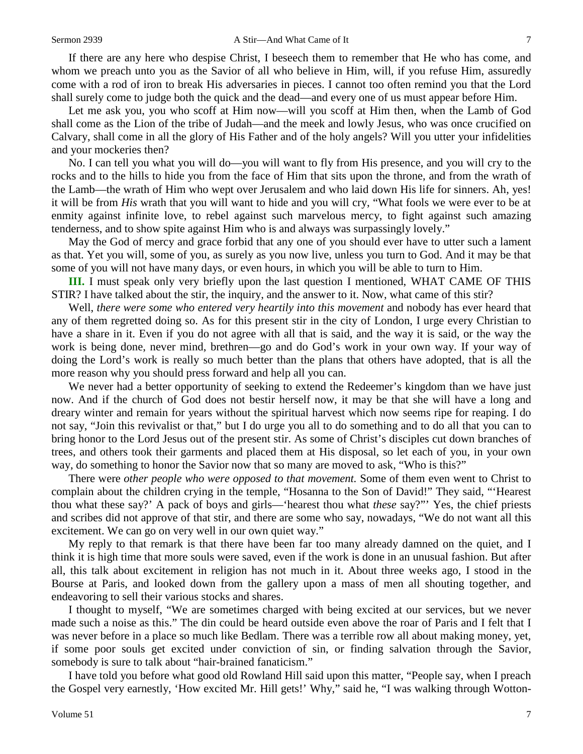If there are any here who despise Christ, I beseech them to remember that He who has come, and whom we preach unto you as the Savior of all who believe in Him, will, if you refuse Him, assuredly come with a rod of iron to break His adversaries in pieces. I cannot too often remind you that the Lord shall surely come to judge both the quick and the dead—and every one of us must appear before Him.

Let me ask you, you who scoff at Him now—will you scoff at Him then, when the Lamb of God shall come as the Lion of the tribe of Judah—and the meek and lowly Jesus, who was once crucified on Calvary, shall come in all the glory of His Father and of the holy angels? Will you utter your infidelities and your mockeries then?

No. I can tell you what you will do—you will want to fly from His presence, and you will cry to the rocks and to the hills to hide you from the face of Him that sits upon the throne, and from the wrath of the Lamb—the wrath of Him who wept over Jerusalem and who laid down His life for sinners. Ah, yes! it will be from *His* wrath that you will want to hide and you will cry, "What fools we were ever to be at enmity against infinite love, to rebel against such marvelous mercy, to fight against such amazing tenderness, and to show spite against Him who is and always was surpassingly lovely."

May the God of mercy and grace forbid that any one of you should ever have to utter such a lament as that. Yet you will, some of you, as surely as you now live, unless you turn to God. And it may be that some of you will not have many days, or even hours, in which you will be able to turn to Him.

**III.** I must speak only very briefly upon the last question I mentioned, WHAT CAME OF THIS STIR? I have talked about the stir, the inquiry, and the answer to it. Now, what came of this stir?

Well, *there were some who entered very heartily into this movement* and nobody has ever heard that any of them regretted doing so. As for this present stir in the city of London, I urge every Christian to have a share in it. Even if you do not agree with all that is said, and the way it is said, or the way the work is being done, never mind, brethren—go and do God's work in your own way. If your way of doing the Lord's work is really so much better than the plans that others have adopted, that is all the more reason why you should press forward and help all you can.

We never had a better opportunity of seeking to extend the Redeemer's kingdom than we have just now. And if the church of God does not bestir herself now, it may be that she will have a long and dreary winter and remain for years without the spiritual harvest which now seems ripe for reaping. I do not say, "Join this revivalist or that," but I do urge you all to do something and to do all that you can to bring honor to the Lord Jesus out of the present stir. As some of Christ's disciples cut down branches of trees, and others took their garments and placed them at His disposal, so let each of you, in your own way, do something to honor the Savior now that so many are moved to ask, "Who is this?"

There were *other people who were opposed to that movement.* Some of them even went to Christ to complain about the children crying in the temple, "Hosanna to the Son of David!" They said, "'Hearest thou what these say?' A pack of boys and girls—'hearest thou what *these* say?"' Yes, the chief priests and scribes did not approve of that stir, and there are some who say, nowadays, "We do not want all this excitement. We can go on very well in our own quiet way."

My reply to that remark is that there have been far too many already damned on the quiet, and I think it is high time that more souls were saved, even if the work is done in an unusual fashion. But after all, this talk about excitement in religion has not much in it. About three weeks ago, I stood in the Bourse at Paris, and looked down from the gallery upon a mass of men all shouting together, and endeavoring to sell their various stocks and shares.

I thought to myself, "We are sometimes charged with being excited at our services, but we never made such a noise as this." The din could be heard outside even above the roar of Paris and I felt that I was never before in a place so much like Bedlam. There was a terrible row all about making money, yet, if some poor souls get excited under conviction of sin, or finding salvation through the Savior, somebody is sure to talk about "hair-brained fanaticism."

I have told you before what good old Rowland Hill said upon this matter, "People say, when I preach the Gospel very earnestly, 'How excited Mr. Hill gets!' Why," said he, "I was walking through Wotton-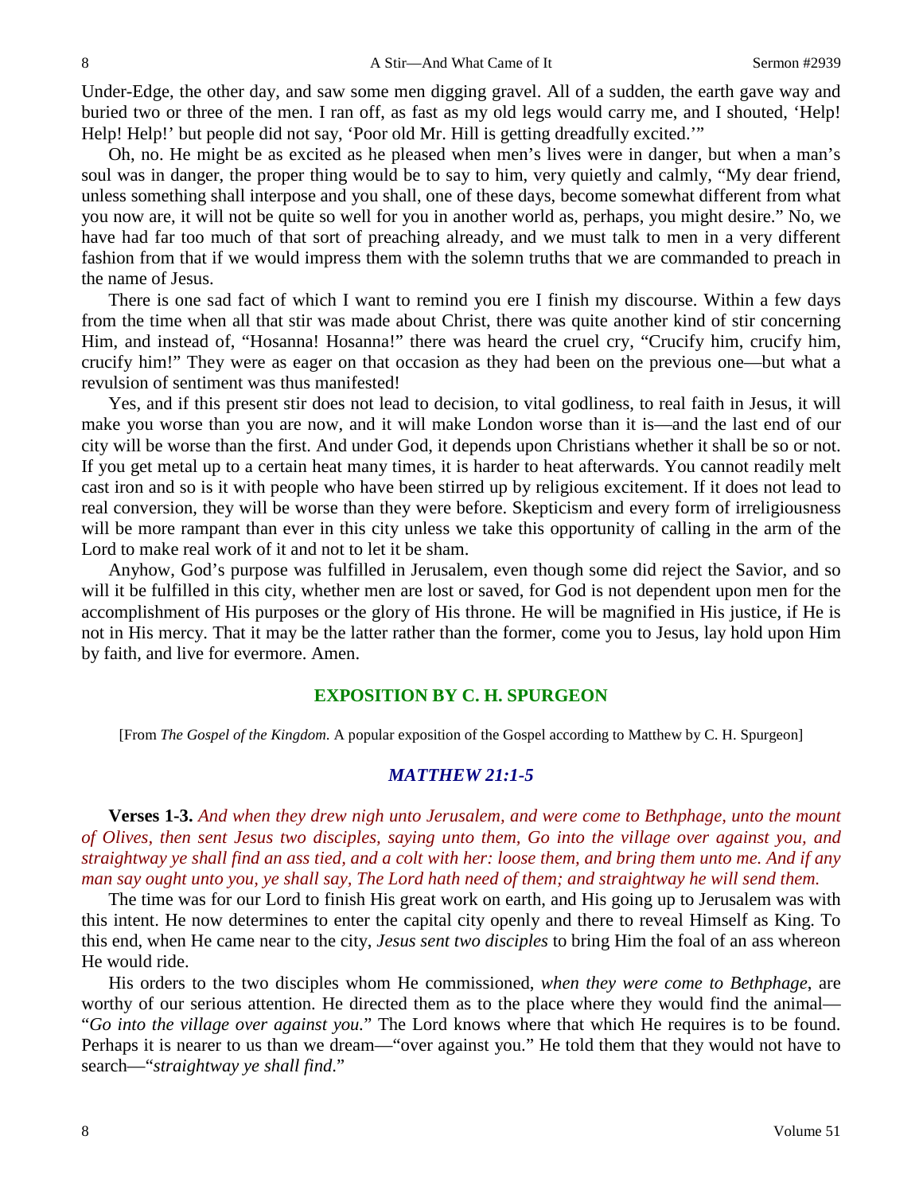Under-Edge, the other day, and saw some men digging gravel. All of a sudden, the earth gave way and buried two or three of the men. I ran off, as fast as my old legs would carry me, and I shouted, 'Help! Help! Help!' but people did not say, 'Poor old Mr. Hill is getting dreadfully excited.'"

Oh, no. He might be as excited as he pleased when men's lives were in danger, but when a man's soul was in danger, the proper thing would be to say to him, very quietly and calmly, "My dear friend, unless something shall interpose and you shall, one of these days, become somewhat different from what you now are, it will not be quite so well for you in another world as, perhaps, you might desire." No, we have had far too much of that sort of preaching already, and we must talk to men in a very different fashion from that if we would impress them with the solemn truths that we are commanded to preach in the name of Jesus.

There is one sad fact of which I want to remind you ere I finish my discourse. Within a few days from the time when all that stir was made about Christ, there was quite another kind of stir concerning Him, and instead of, "Hosanna! Hosanna!" there was heard the cruel cry, "Crucify him, crucify him, crucify him!" They were as eager on that occasion as they had been on the previous one—but what a revulsion of sentiment was thus manifested!

Yes, and if this present stir does not lead to decision, to vital godliness, to real faith in Jesus, it will make you worse than you are now, and it will make London worse than it is—and the last end of our city will be worse than the first. And under God, it depends upon Christians whether it shall be so or not. If you get metal up to a certain heat many times, it is harder to heat afterwards. You cannot readily melt cast iron and so is it with people who have been stirred up by religious excitement. If it does not lead to real conversion, they will be worse than they were before. Skepticism and every form of irreligiousness will be more rampant than ever in this city unless we take this opportunity of calling in the arm of the Lord to make real work of it and not to let it be sham.

Anyhow, God's purpose was fulfilled in Jerusalem, even though some did reject the Savior, and so will it be fulfilled in this city, whether men are lost or saved, for God is not dependent upon men for the accomplishment of His purposes or the glory of His throne. He will be magnified in His justice, if He is not in His mercy. That it may be the latter rather than the former, come you to Jesus, lay hold upon Him by faith, and live for evermore. Amen.

## EXPOSITION BY C. H. SPURGEON

[From *The Gospel of the Kingdom.* A popular exposition of the Gospel according to Matthew by C. H. Spurgeon]

### *MATTHEW 21:1-5*

**Verses 1-3.** *And when they drew nigh unto Jerusalem, and were come to Bethphage, unto the mount of Olives, then sent Jesus two disciples, saying unto them, Go into the village over against you, and straightway ye shall find an ass tied, and a colt with her: loose them, and bring them unto me. And if any man say ought unto you, ye shall say, The Lord hath need of them; and straightway he will send them.*

The time was for our Lord to finish His great work on earth, and His going up to Jerusalem was with this intent. He now determines to enter the capital city openly and there to reveal Himself as King. To this end, when He came near to the city, *Jesus sent two disciples* to bring Him the foal of an ass whereon He would ride.

His orders to the two disciples whom He commissioned, *when they were come to Bethphage*, are worthy of our serious attention. He directed them as to the place where they would find the animal—"*Go into the village over against you.*" The Lord knows where that which He requires is to be found. Perhaps it is nearer to us than we dream—"over against you." He told them that they would not have to search—"*straightway ye shall find*."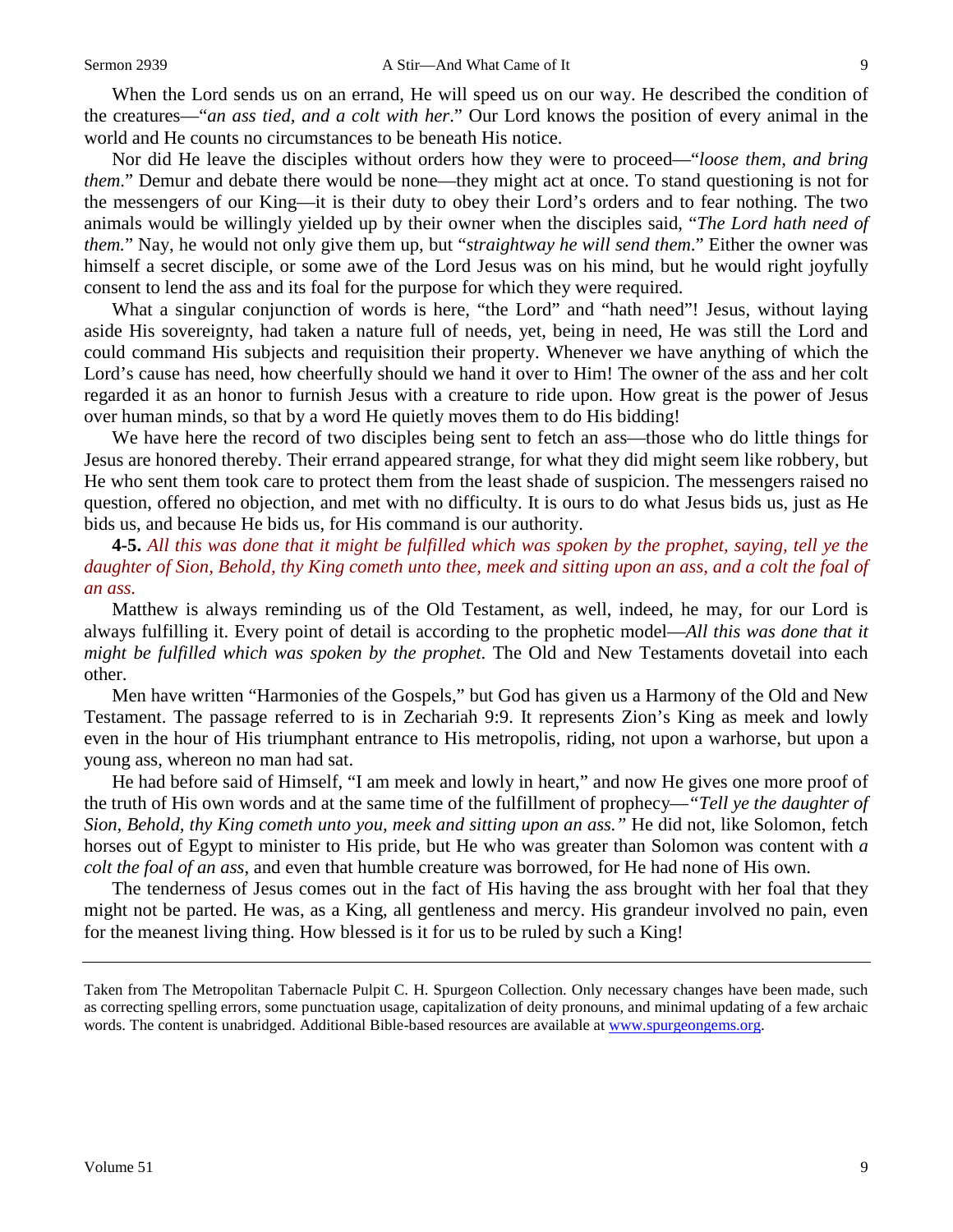When the Lord sends us on an errand, He will speed us on our way. He described the condition of the creatures—"*an ass tied, and a colt with her*." Our Lord knows the position of every animal in the world and He counts no circumstances to be beneath His notice.

Nor did He leave the disciples without orders how they were to proceed—"*loose them, and bring them*." Demur and debate there would be none—they might act at once. To stand questioning is not for the messengers of our King—it is their duty to obey their Lord's orders and to fear nothing. The two animals would be willingly yielded up by their owner when the disciples said, "*The Lord hath need of them.*" Nay, he would not only give them up, but "*straightway he will send them.*" Either the owner was himself a secret disciple, or some awe of the Lord Jesus was on his mind, but he would right joyfully consent to lend the ass and its foal for the purpose for which they were required.

What a singular conjunction of words is here, "the Lord" and "hath need"! Jesus, without laying aside His sovereignty, had taken a nature full of needs, yet, being in need, He was still the Lord and could command His subjects and requisition their property. Whenever we have anything of which the Lord's cause has need, how cheerfully should we hand it over to Him! The owner of the ass and her colt regarded it as an honor to furnish Jesus with a creature to ride upon. How great is the power of Jesus over human minds, so that by a word He quietly moves them to do His bidding!

We have here the record of two disciples being sent to fetch an ass—those who do little things for Jesus are honored thereby. Their errand appeared strange, for what they did might seem like robbery, but He who sent them took care to protect them from the least shade of suspicion. The messengers raised no question, offered no objection, and met with no difficulty. It is ours to do what Jesus bids us, just as He bids us, and because He bids us, for His command is our authority.

**4-5.** *All this was done that it might be fulfilled which was spoken by the prophet, saying, tell ye the daughter of Sion, Behold, thy King cometh unto thee, meek and sitting upon an ass, and a colt the foal of an ass.*

Matthew is always reminding us of the Old Testament, as well, indeed, he may, for our Lord is always fulfilling it. Every point of detail is according to the prophetic model—*All this was done that it might be fulfilled which was spoken by the prophet*. The Old and New Testaments dovetail into each other.

Men have written "Harmonies of the Gospels," but God has given us a Harmony of the Old and New Testament. The passage referred to is in Zechariah 9:9. It represents Zion's King as meek and lowly even in the hour of His triumphant entrance to His metropolis, riding, not upon a warhorse, but upon a young ass, whereon no man had sat.

He had before said of Himself, "I am meek and lowly in heart," and now He gives one more proof of the truth of His own words and at the same time of the fulfillment of prophecy—*"Tell ye the daughter of Sion, Behold, thy King cometh unto you, meek and sitting upon an ass."* He did not, like Solomon, fetch horses out of Egypt to minister to His pride, but He who was greater than Solomon was content with *a colt the foal of an ass*, and even that humble creature was borrowed, for He had none of His own.

The tenderness of Jesus comes out in the fact of His having the ass brought with her foal that they might not be parted. He was, as a King, all gentleness and mercy. His grandeur involved no pain, even for the meanest living thing. How blessed is it for us to be ruled by such a King!

---

Taken from The Metropolitan Tabernacle Pulpit C. H. Spurgeon Collection. Only necessary changes have been made, such as correcting spelling errors, some punctuation usage, capitalization of deity pronouns, and minimal updating of a few archaic words. The content is unabridged. Additional Bible-based resources are available at www.spurgeongems.org.